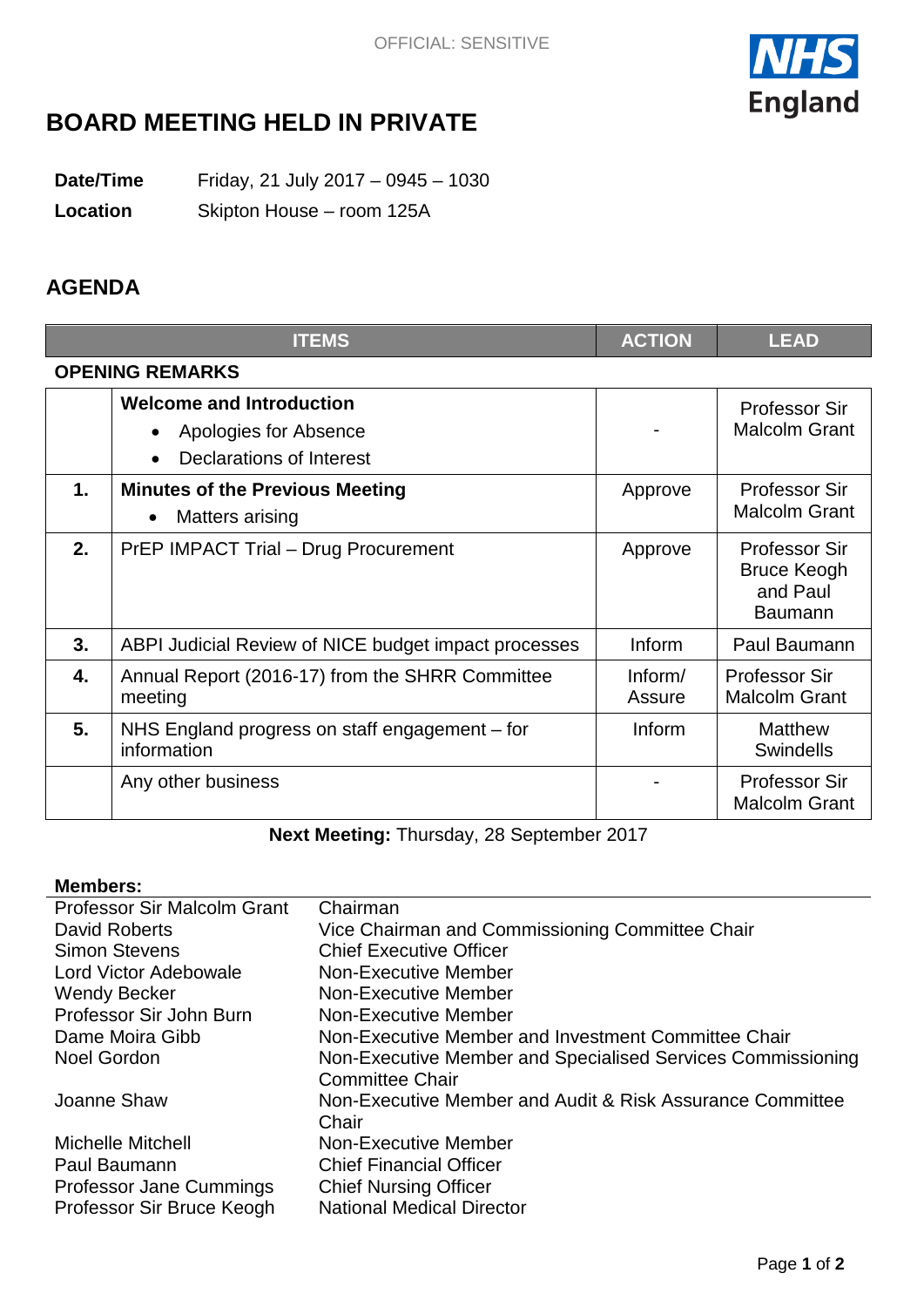OFFICIAL: SENSITIVE

# BOARD MEETING HELD IN PRIVATE

**Date/Time** Friday, 21 July 2017 – 0945 – 1030

**Location** Skipton House – room 125A

## AGENDA

| | ITEMS | ACTION | LEAD |
|---|---|---|---|
| **OPENING REMARKS** | | | |
| | **Welcome and Introduction**<br>• Apologies for Absence<br>• Declarations of Interest | - | Professor Sir Malcolm Grant |
| **1.** | **Minutes of the Previous Meeting**<br>• Matters arising | Approve | Professor Sir Malcolm Grant |
| **2.** | PrEP IMPACT Trial – Drug Procurement | Approve | Professor Sir Bruce Keogh and Paul Baumann |
| **3.** | ABPI Judicial Review of NICE budget impact processes | Inform | Paul Baumann |
| **4.** | Annual Report (2016-17) from the SHRR Committee meeting | Inform/ Assure | Professor Sir Malcolm Grant |
| **5.** | NHS England progress on staff engagement – for information | Inform | Matthew Swindells |
| | Any other business | - | Professor Sir Malcolm Grant |

**Next Meeting:** Thursday, 28 September 2017

**Members:**

| | |
|---|---|
| Professor Sir Malcolm Grant | Chairman |
| David Roberts | Vice Chairman and Commissioning Committee Chair |
| Simon Stevens | Chief Executive Officer |
| Lord Victor Adebowale | Non-Executive Member |
| Wendy Becker | Non-Executive Member |
| Professor Sir John Burn | Non-Executive Member |
| Dame Moira Gibb | Non-Executive Member and Investment Committee Chair |
| Noel Gordon | Non-Executive Member and Specialised Services Commissioning Committee Chair |
| Joanne Shaw | Non-Executive Member and Audit & Risk Assurance Committee Chair |
| Michelle Mitchell | Non-Executive Member |
| Paul Baumann | Chief Financial Officer |
| Professor Jane Cummings | Chief Nursing Officer |
| Professor Sir Bruce Keogh | National Medical Director |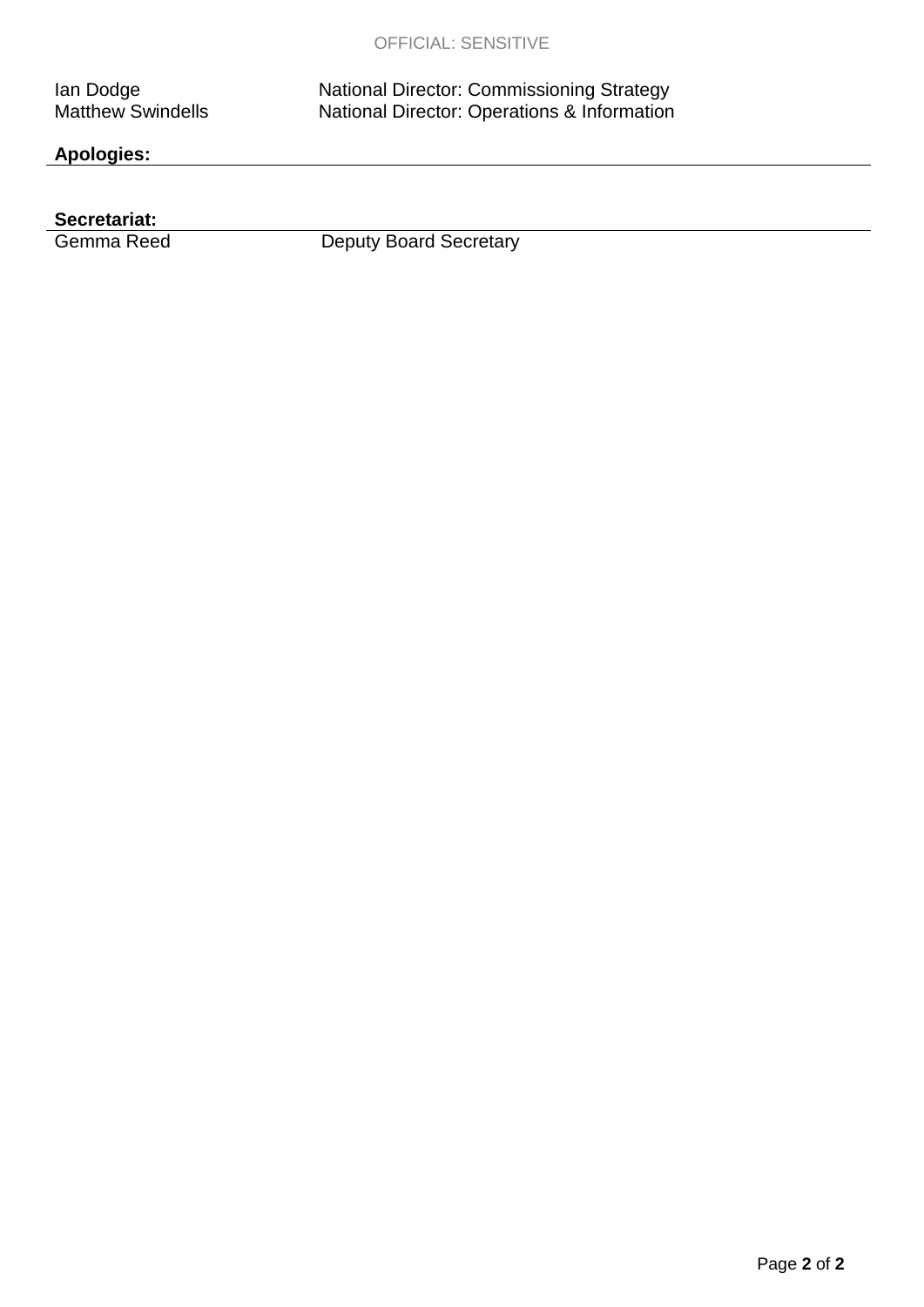| | |
|---|---|
| Ian Dodge | National Director: Commissioning Strategy |
| Matthew Swindells | National Director: Operations & Information |

**Apologies:**

**Secretariat:**

| | |
|---|---|
| Gemma Reed | Deputy Board Secretary |